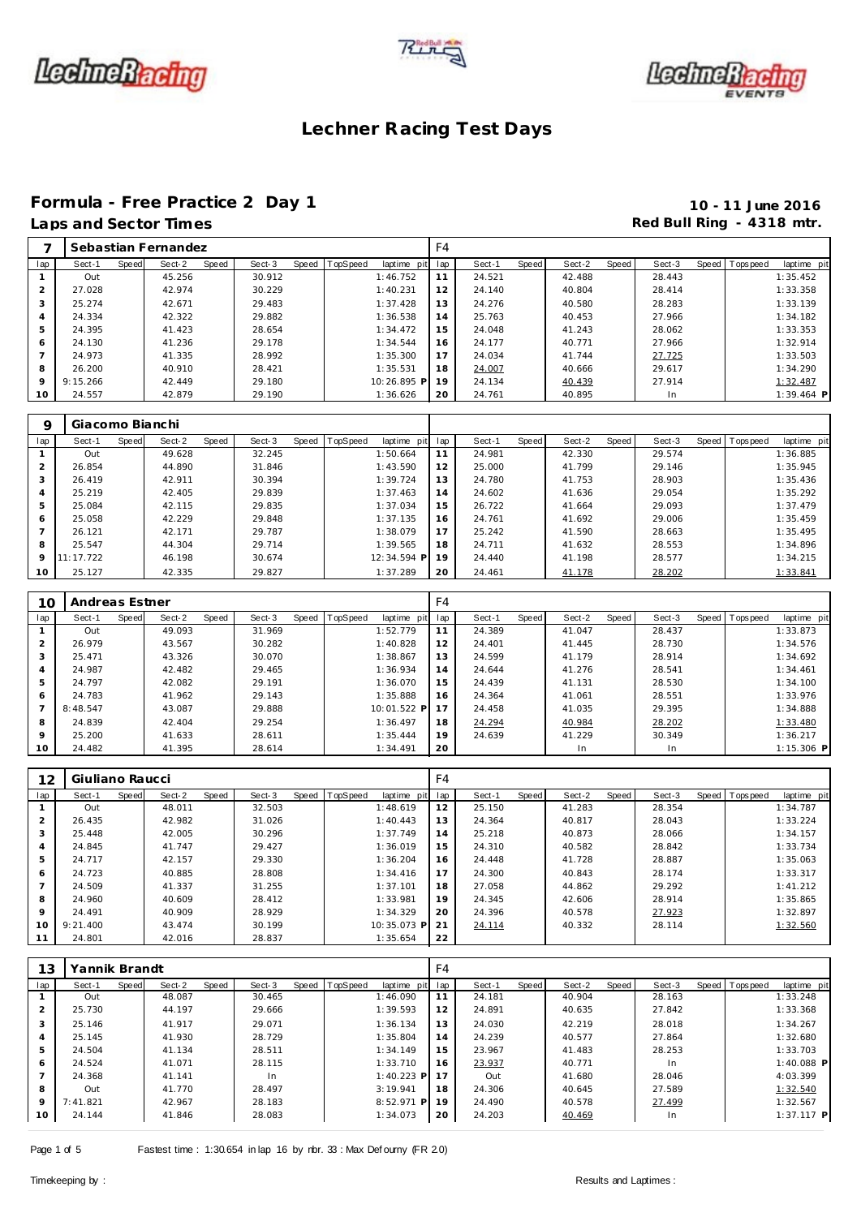# Lechner Racing Test Days

## Formula - Free Practice 2 Day 1

**Laps and Sector Times**

**10 - 11 June 2016**
**Red Bull Ring - 4318 mtr.**

| 7 | Sebastian Fernandez | | | | | | | | F4 | | | | | | | | |
|---|---|---|---|---|---|---|---|---|---|---|---|---|---|---|---|---|---|
| lap | Sect-1 | Speed | Sect-2 | Speed | Sect-3 | Speed | TopSpeed | laptime pit | lap | Sect-1 | Speed | Sect-2 | Speed | Sect-3 | Speed | Topspeed | laptime pit |
| 1 | Out | | 45.256 | | 30.912 | | | 1:46.752 | 11 | 24.521 | | 42.488 | | 28.443 | | | 1:35.452 |
| 2 | 27.028 | | 42.974 | | 30.229 | | | 1:40.231 | 12 | 24.140 | | 40.804 | | 28.414 | | | 1:33.358 |
| 3 | 25.274 | | 42.671 | | 29.483 | | | 1:37.428 | 13 | 24.276 | | 40.580 | | 28.283 | | | 1:33.139 |
| 4 | 24.334 | | 42.322 | | 29.882 | | | 1:36.538 | 14 | 25.763 | | 40.453 | | 27.966 | | | 1:34.182 |
| 5 | 24.395 | | 41.423 | | 28.654 | | | 1:34.472 | 15 | 24.048 | | 41.243 | | 28.062 | | | 1:33.353 |
| 6 | 24.130 | | 41.236 | | 29.178 | | | 1:34.544 | 16 | 24.177 | | 40.771 | | 27.966 | | | 1:32.914 |
| 7 | 24.973 | | 41.335 | | 28.992 | | | 1:35.300 | 17 | 24.034 | | 41.744 | | 27.725 | | | 1:33.503 |
| 8 | 26.200 | | 40.910 | | 28.421 | | | 1:35.531 | 18 | 24.007 | | 40.666 | | 29.617 | | | 1:34.290 |
| 9 | 9:15.266 | | 42.449 | | 29.180 | | | 10:26.895 P | 19 | 24.134 | | 40.439 | | 27.914 | | | 1:32.487 |
| 10 | 24.557 | | 42.879 | | 29.190 | | | 1:36.626 | 20 | 24.761 | | 40.895 | | In | | | 1:39.464 P |

| 9 | Giacomo Bianchi | | | | | | | | | | | | | | | | |
|---|---|---|---|---|---|---|---|---|---|---|---|---|---|---|---|---|---|
| lap | Sect-1 | Speed | Sect-2 | Speed | Sect-3 | Speed | TopSpeed | laptime pit | lap | Sect-1 | Speed | Sect-2 | Speed | Sect-3 | Speed | Topspeed | laptime pit |
| 1 | Out | | 49.628 | | 32.245 | | | 1:50.664 | 11 | 24.981 | | 42.330 | | 29.574 | | | 1:36.885 |
| 2 | 26.854 | | 44.890 | | 31.846 | | | 1:43.590 | 12 | 25.000 | | 41.799 | | 29.146 | | | 1:35.945 |
| 3 | 26.419 | | 42.911 | | 30.394 | | | 1:39.724 | 13 | 24.780 | | 41.753 | | 28.903 | | | 1:35.436 |
| 4 | 25.219 | | 42.405 | | 29.839 | | | 1:37.463 | 14 | 24.602 | | 41.636 | | 29.054 | | | 1:35.292 |
| 5 | 25.084 | | 42.115 | | 29.835 | | | 1:37.034 | 15 | 26.722 | | 41.664 | | 29.093 | | | 1:37.479 |
| 6 | 25.058 | | 42.229 | | 29.848 | | | 1:37.135 | 16 | 24.761 | | 41.692 | | 29.006 | | | 1:35.459 |
| 7 | 26.121 | | 42.171 | | 29.787 | | | 1:38.079 | 17 | 25.242 | | 41.590 | | 28.663 | | | 1:35.495 |
| 8 | 25.547 | | 44.304 | | 29.714 | | | 1:39.565 | 18 | 24.711 | | 41.632 | | 28.553 | | | 1:34.896 |
| 9 | 11:17.722 | | 46.198 | | 30.674 | | | 12:34.594 P | 19 | 24.440 | | 41.198 | | 28.577 | | | 1:34.215 |
| 10 | 25.127 | | 42.335 | | 29.827 | | | 1:37.289 | 20 | 24.461 | | 41.178 | | 28.202 | | | 1:33.841 |

| 10 | Andreas Estner | | | | | | | | F4 | | | | | | | | |
|---|---|---|---|---|---|---|---|---|---|---|---|---|---|---|---|---|---|
| lap | Sect-1 | Speed | Sect-2 | Speed | Sect-3 | Speed | TopSpeed | laptime pit | lap | Sect-1 | Speed | Sect-2 | Speed | Sect-3 | Speed | Topspeed | laptime pit |
| 1 | Out | | 49.093 | | 31.969 | | | 1:52.779 | 11 | 24.389 | | 41.047 | | 28.437 | | | 1:33.873 |
| 2 | 26.979 | | 43.567 | | 30.282 | | | 1:40.828 | 12 | 24.401 | | 41.445 | | 28.730 | | | 1:34.576 |
| 3 | 25.471 | | 43.326 | | 30.070 | | | 1:38.867 | 13 | 24.599 | | 41.179 | | 28.914 | | | 1:34.692 |
| 4 | 24.987 | | 42.482 | | 29.465 | | | 1:36.934 | 14 | 24.644 | | 41.276 | | 28.541 | | | 1:34.461 |
| 5 | 24.797 | | 42.082 | | 29.191 | | | 1:36.070 | 15 | 24.439 | | 41.131 | | 28.530 | | | 1:34.100 |
| 6 | 24.783 | | 41.962 | | 29.143 | | | 1:35.888 | 16 | 24.364 | | 41.061 | | 28.551 | | | 1:33.976 |
| 7 | 8:48.547 | | 43.087 | | 29.888 | | | 10:01.522 P | 17 | 24.458 | | 41.035 | | 29.395 | | | 1:34.888 |
| 8 | 24.839 | | 42.404 | | 29.254 | | | 1:36.497 | 18 | 24.294 | | 40.984 | | 28.202 | | | 1:33.480 |
| 9 | 25.200 | | 41.633 | | 28.611 | | | 1:35.444 | 19 | 24.639 | | 41.229 | | 30.349 | | | 1:36.217 |
| 10 | 24.482 | | 41.395 | | 28.614 | | | 1:34.491 | 20 | | | In | | In | | | 1:15.306 P |

| 12 | Giuliano Raucci | | | | | | | | F4 | | | | | | | | |
|---|---|---|---|---|---|---|---|---|---|---|---|---|---|---|---|---|---|
| lap | Sect-1 | Speed | Sect-2 | Speed | Sect-3 | Speed | TopSpeed | laptime pit | lap | Sect-1 | Speed | Sect-2 | Speed | Sect-3 | Speed | Topspeed | laptime pit |
| 1 | Out | | 48.011 | | 32.503 | | | 1:48.619 | 12 | 25.150 | | 41.283 | | 28.354 | | | 1:34.787 |
| 2 | 26.435 | | 42.982 | | 31.026 | | | 1:40.443 | 13 | 24.364 | | 40.817 | | 28.043 | | | 1:33.224 |
| 3 | 25.448 | | 42.005 | | 30.296 | | | 1:37.749 | 14 | 25.218 | | 40.873 | | 28.066 | | | 1:34.157 |
| 4 | 24.845 | | 41.747 | | 29.427 | | | 1:36.019 | 15 | 24.310 | | 40.582 | | 28.842 | | | 1:33.734 |
| 5 | 24.717 | | 42.157 | | 29.330 | | | 1:36.204 | 16 | 24.448 | | 41.728 | | 28.887 | | | 1:35.063 |
| 6 | 24.723 | | 40.885 | | 28.808 | | | 1:34.416 | 17 | 24.300 | | 40.843 | | 28.174 | | | 1:33.317 |
| 7 | 24.509 | | 41.337 | | 31.255 | | | 1:37.101 | 18 | 27.058 | | 44.862 | | 29.292 | | | 1:41.212 |
| 8 | 24.960 | | 40.609 | | 28.412 | | | 1:33.981 | 19 | 24.345 | | 42.606 | | 28.914 | | | 1:35.865 |
| 9 | 24.491 | | 40.909 | | 28.929 | | | 1:34.329 | 20 | 24.396 | | 40.578 | | 27.923 | | | 1:32.897 |
| 10 | 9:21.400 | | 43.474 | | 30.199 | | | 10:35.073 P | 21 | 24.114 | | 40.332 | | 28.114 | | | 1:32.560 |
| 11 | 24.801 | | 42.016 | | 28.837 | | | 1:35.654 | 22 | | | | | | | | |

| 13 | Yannik Brandt | | | | | | | | F4 | | | | | | | | |
|---|---|---|---|---|---|---|---|---|---|---|---|---|---|---|---|---|---|
| lap | Sect-1 | Speed | Sect-2 | Speed | Sect-3 | Speed | TopSpeed | laptime pit | lap | Sect-1 | Speed | Sect-2 | Speed | Sect-3 | Speed | Topspeed | laptime pit |
| 1 | Out | | 48.087 | | 30.465 | | | 1:46.090 | 11 | 24.181 | | 40.904 | | 28.163 | | | 1:33.248 |
| 2 | 25.730 | | 44.197 | | 29.666 | | | 1:39.593 | 12 | 24.891 | | 40.635 | | 27.842 | | | 1:33.368 |
| 3 | 25.146 | | 41.917 | | 29.071 | | | 1:36.134 | 13 | 24.030 | | 42.219 | | 28.018 | | | 1:34.267 |
| 4 | 25.145 | | 41.930 | | 28.729 | | | 1:35.804 | 14 | 24.239 | | 40.577 | | 27.864 | | | 1:32.680 |
| 5 | 24.504 | | 41.134 | | 28.511 | | | 1:34.149 | 15 | 23.967 | | 41.483 | | 28.253 | | | 1:33.703 |
| 6 | 24.524 | | 41.071 | | 28.115 | | | 1:33.710 | 16 | 23.937 | | 40.771 | | In | | | 1:40.088 P |
| 7 | 24.368 | | 41.141 | | In | | | 1:40.223 P | 17 | Out | | 41.680 | | 28.046 | | | 4:03.399 |
| 8 | Out | | 41.770 | | 28.497 | | | 3:19.941 | 18 | 24.306 | | 40.645 | | 27.589 | | | 1:32.540 |
| 9 | 7:41.821 | | 42.967 | | 28.183 | | | 8:52.971 P | 19 | 24.490 | | 40.578 | | 27.499 | | | 1:32.567 |
| 10 | 24.144 | | 41.846 | | 28.083 | | | 1:34.073 | 20 | 24.203 | | 40.469 | | In | | | 1:37.117 P |

Fastest time : 1:30.654 in lap 16 by nbr. 33 : Max Defourny (FR 2.0)

Timekeeping by : Results and Laptimes :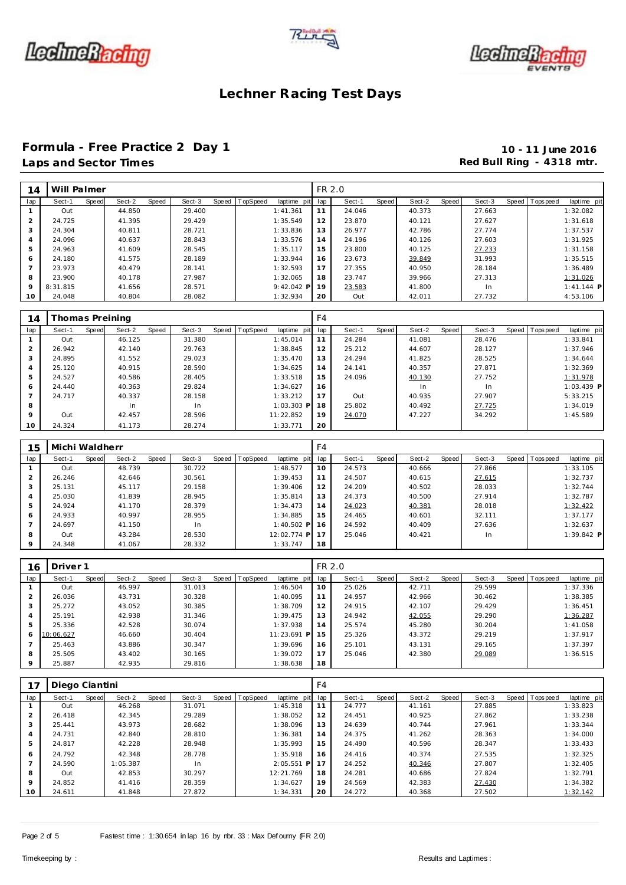# Lechner Racing Test Days

## Formula - Free Practice 2 Day 1

**Laps and Sector Times**

**10 - 11 June 2016**
**Red Bull Ring - 4318 mtr.**

| 14 | Will Palmer | | | | | | | | | FR 2.0 | | | | | | | | |
|---|---|---|---|---|---|---|---|---|---|---|---|---|---|---|---|---|---|---|
| lap | Sect-1 | Speed | Sect-2 | Speed | Sect-3 | Speed | TopSpeed | laptime pit | lap | Sect-1 | Speed | Sect-2 | Speed | Sect-3 | Speed | Topspeed | laptime pit |
| 1 | Out | | 44.850 | | 29.400 | | | 1:41.361 | 11 | 24.046 | | 40.373 | | 27.663 | | | 1:32.082 |
| 2 | 24.725 | | 41.395 | | 29.429 | | | 1:35.549 | 12 | 23.870 | | 40.121 | | 27.627 | | | 1:31.618 |
| 3 | 24.304 | | 40.811 | | 28.721 | | | 1:33.836 | 13 | 26.977 | | 42.786 | | 27.774 | | | 1:37.537 |
| 4 | 24.096 | | 40.637 | | 28.843 | | | 1:33.576 | 14 | 24.196 | | 40.126 | | 27.603 | | | 1:31.925 |
| 5 | 24.963 | | 41.609 | | 28.545 | | | 1:35.117 | 15 | 23.800 | | 40.125 | | 27.233 | | | 1:31.158 |
| 6 | 24.180 | | 41.575 | | 28.189 | | | 1:33.944 | 16 | 23.673 | | 39.849 | | 31.993 | | | 1:35.515 |
| 7 | 23.973 | | 40.479 | | 28.141 | | | 1:32.593 | 17 | 27.355 | | 40.950 | | 28.184 | | | 1:36.489 |
| 8 | 23.900 | | 40.178 | | 27.987 | | | 1:32.065 | 18 | 23.747 | | 39.966 | | 27.313 | | | 1:31.026 |
| 9 | 8:31.815 | | 41.656 | | 28.571 | | | 9:42.042 P | 19 | 23.583 | | 41.800 | | In | | | 1:41.144 P |
| 10 | 24.048 | | 40.804 | | 28.082 | | | 1:32.934 | 20 | Out | | 42.011 | | 27.732 | | | 4:53.106 |

| 14 | Thomas Preining | | | | | | | | | F4 | | | | | | | | |
|---|---|---|---|---|---|---|---|---|---|---|---|---|---|---|---|---|---|---|
| lap | Sect-1 | Speed | Sect-2 | Speed | Sect-3 | Speed | TopSpeed | laptime pit | lap | Sect-1 | Speed | Sect-2 | Speed | Sect-3 | Speed | Topspeed | laptime pit |
| 1 | Out | | 46.125 | | 31.380 | | | 1:45.014 | 11 | 24.284 | | 41.081 | | 28.476 | | | 1:33.841 |
| 2 | 26.942 | | 42.140 | | 29.763 | | | 1:38.845 | 12 | 25.212 | | 44.607 | | 28.127 | | | 1:37.946 |
| 3 | 24.895 | | 41.552 | | 29.023 | | | 1:35.470 | 13 | 24.294 | | 41.825 | | 28.525 | | | 1:34.644 |
| 4 | 25.120 | | 40.915 | | 28.590 | | | 1:34.625 | 14 | 24.141 | | 40.357 | | 27.871 | | | 1:32.369 |
| 5 | 24.527 | | 40.586 | | 28.405 | | | 1:33.518 | 15 | 24.096 | | 40.130 | | 27.752 | | | 1:31.978 |
| 6 | 24.440 | | 40.363 | | 29.824 | | | 1:34.627 | 16 | | | In | | In | | | 1:03.439 P |
| 7 | 24.717 | | 40.337 | | 28.158 | | | 1:33.212 | 17 | Out | | 40.935 | | 27.907 | | | 5:33.215 |
| 8 | | | In | | In | | | 1:03.303 P | 18 | 25.802 | | 40.492 | | 27.725 | | | 1:34.019 |
| 9 | Out | | 42.457 | | 28.596 | | | 11:22.852 | 19 | 24.070 | | 47.227 | | 34.292 | | | 1:45.589 |
| 10 | 24.324 | | 41.173 | | 28.274 | | | 1:33.771 | 20 | | | | | | | | |

| 15 | Michi Waldherr | | | | | | | | | F4 | | | | | | | | |
|---|---|---|---|---|---|---|---|---|---|---|---|---|---|---|---|---|---|---|
| lap | Sect-1 | Speed | Sect-2 | Speed | Sect-3 | Speed | TopSpeed | laptime pit | lap | Sect-1 | Speed | Sect-2 | Speed | Sect-3 | Speed | Topspeed | laptime pit |
| 1 | Out | | 48.739 | | 30.722 | | | 1:48.577 | 10 | 24.573 | | 40.666 | | 27.866 | | | 1:33.105 |
| 2 | 26.246 | | 42.646 | | 30.561 | | | 1:39.453 | 11 | 24.507 | | 40.615 | | 27.615 | | | 1:32.737 |
| 3 | 25.131 | | 45.117 | | 29.158 | | | 1:39.406 | 12 | 24.209 | | 40.502 | | 28.033 | | | 1:32.744 |
| 4 | 25.030 | | 41.839 | | 28.945 | | | 1:35.814 | 13 | 24.373 | | 40.500 | | 27.914 | | | 1:32.787 |
| 5 | 24.924 | | 41.170 | | 28.379 | | | 1:34.473 | 14 | 24.023 | | 40.381 | | 28.018 | | | 1:32.422 |
| 6 | 24.933 | | 40.997 | | 28.955 | | | 1:34.885 | 15 | 24.465 | | 40.601 | | 32.111 | | | 1:37.177 |
| 7 | 24.697 | | 41.150 | | In | | | 1:40.502 P | 16 | 24.592 | | 40.409 | | 27.636 | | | 1:32.637 |
| 8 | Out | | 43.284 | | 28.530 | | | 12:02.774 P | 17 | 25.046 | | 40.421 | | In | | | 1:39.842 P |
| 9 | 24.348 | | 41.067 | | 28.332 | | | 1:33.747 | 18 | | | | | | | | |

| 16 | Driver 1 | | | | | | | | | FR 2.0 | | | | | | | | |
|---|---|---|---|---|---|---|---|---|---|---|---|---|---|---|---|---|---|---|
| lap | Sect-1 | Speed | Sect-2 | Speed | Sect-3 | Speed | TopSpeed | laptime pit | lap | Sect-1 | Speed | Sect-2 | Speed | Sect-3 | Speed | Topspeed | laptime pit |
| 1 | Out | | 46.997 | | 31.013 | | | 1:46.504 | 10 | 25.026 | | 42.711 | | 29.599 | | | 1:37.336 |
| 2 | 26.036 | | 43.731 | | 30.328 | | | 1:40.095 | 11 | 24.957 | | 42.966 | | 30.462 | | | 1:38.385 |
| 3 | 25.272 | | 43.052 | | 30.385 | | | 1:38.709 | 12 | 24.915 | | 42.107 | | 29.429 | | | 1:36.451 |
| 4 | 25.191 | | 42.938 | | 31.346 | | | 1:39.475 | 13 | 24.942 | | 42.055 | | 29.290 | | | 1:36.287 |
| 5 | 25.336 | | 42.528 | | 30.074 | | | 1:37.938 | 14 | 25.574 | | 45.280 | | 30.204 | | | 1:41.058 |
| 6 | 10:06.627 | | 46.660 | | 30.404 | | | 11:23.691 P | 15 | 25.326 | | 43.372 | | 29.219 | | | 1:37.917 |
| 7 | 25.463 | | 43.886 | | 30.347 | | | 1:39.696 | 16 | 25.101 | | 43.131 | | 29.165 | | | 1:37.397 |
| 8 | 25.505 | | 43.402 | | 30.165 | | | 1:39.072 | 17 | 25.046 | | 42.380 | | 29.089 | | | 1:36.515 |
| 9 | 25.887 | | 42.935 | | 29.816 | | | 1:38.638 | 18 | | | | | | | | |

| 17 | Diego Ciantini | | | | | | | | | F4 | | | | | | | | |
|---|---|---|---|---|---|---|---|---|---|---|---|---|---|---|---|---|---|---|
| lap | Sect-1 | Speed | Sect-2 | Speed | Sect-3 | Speed | TopSpeed | laptime pit | lap | Sect-1 | Speed | Sect-2 | Speed | Sect-3 | Speed | Topspeed | laptime pit |
| 1 | Out | | 46.268 | | 31.071 | | | 1:45.318 | 11 | 24.777 | | 41.161 | | 27.885 | | | 1:33.823 |
| 2 | 26.418 | | 42.345 | | 29.289 | | | 1:38.052 | 12 | 24.451 | | 40.925 | | 27.862 | | | 1:33.238 |
| 3 | 25.441 | | 43.973 | | 28.682 | | | 1:38.096 | 13 | 24.639 | | 40.744 | | 27.961 | | | 1:33.344 |
| 4 | 24.731 | | 42.840 | | 28.810 | | | 1:36.381 | 14 | 24.375 | | 41.262 | | 28.363 | | | 1:34.000 |
| 5 | 24.817 | | 42.228 | | 28.948 | | | 1:35.993 | 15 | 24.490 | | 40.596 | | 28.347 | | | 1:33.433 |
| 6 | 24.792 | | 42.348 | | 28.778 | | | 1:35.918 | 16 | 24.416 | | 40.374 | | 27.535 | | | 1:32.325 |
| 7 | 24.590 | | 1:05.387 | | In | | | 2:05.551 P | 17 | 24.252 | | 40.346 | | 27.807 | | | 1:32.405 |
| 8 | Out | | 42.853 | | 30.297 | | | 12:21.769 | 18 | 24.281 | | 40.686 | | 27.824 | | | 1:32.791 |
| 9 | 24.852 | | 41.416 | | 28.359 | | | 1:34.627 | 19 | 24.569 | | 42.383 | | 27.430 | | | 1:34.382 |
| 10 | 24.611 | | 41.848 | | 27.872 | | | 1:34.331 | 20 | 24.272 | | 40.368 | | 27.502 | | | 1:32.142 |

Fastest time : 1:30.654 in lap 16 by nbr. 33 : Max Defourny (FR 2.0)

Timekeeping by :

Results and Laptimes :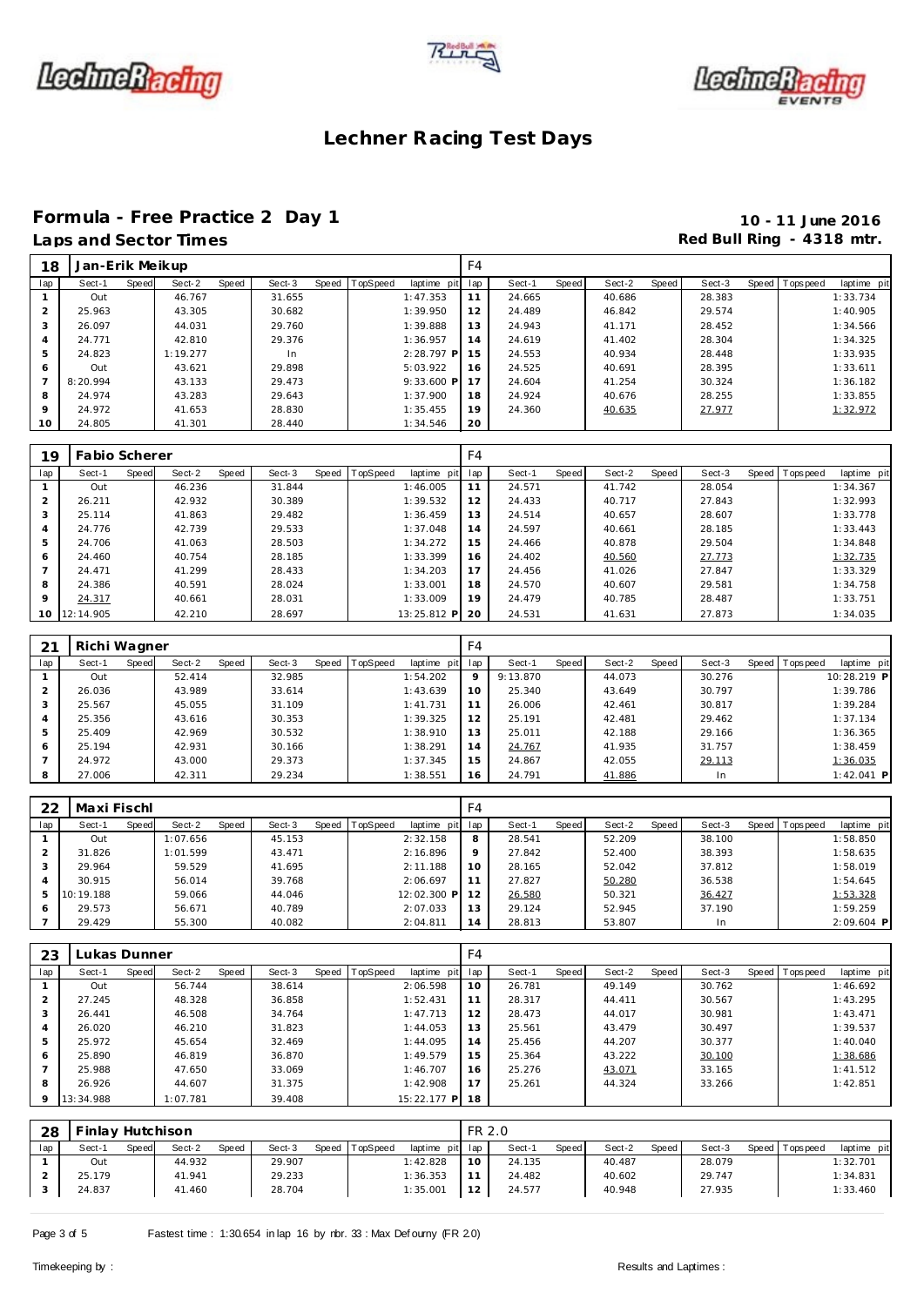# Lechner Racing Test Days

## Formula - Free Practice 2 Day 1

**10 - 11 June 2016**

**Laps and Sector Times**

**Red Bull Ring - 4318 mtr.**

| 18 | Jan-Erik Meikup | | | | | | | | F4 | | | | | | | | |
|---|---|---|---|---|---|---|---|---|---|---|---|---|---|---|---|---|---|
| lap | Sect-1 | Speed | Sect-2 | Speed | Sect-3 | Speed | TopSpeed | laptime pit | lap | Sect-1 | Speed | Sect-2 | Speed | Sect-3 | Speed | Topspeed | laptime pit |
| 1 | Out | | 46.767 | | 31.655 | | | 1:47.353 | 11 | 24.665 | | 40.686 | | 28.383 | | | 1:33.734 |
| 2 | 25.963 | | 43.305 | | 30.682 | | | 1:39.950 | 12 | 24.489 | | 46.842 | | 29.574 | | | 1:40.905 |
| 3 | 26.097 | | 44.031 | | 29.760 | | | 1:39.888 | 13 | 24.943 | | 41.171 | | 28.452 | | | 1:34.566 |
| 4 | 24.771 | | 42.810 | | 29.376 | | | 1:36.957 | 14 | 24.619 | | 41.402 | | 28.304 | | | 1:34.325 |
| 5 | 24.823 | | 1:19.277 | | In | | | 2:28.797 P | 15 | 24.553 | | 40.934 | | 28.448 | | | 1:33.935 |
| 6 | Out | | 43.621 | | 29.898 | | | 5:03.922 | 16 | 24.525 | | 40.691 | | 28.395 | | | 1:33.611 |
| 7 | 8:20.994 | | 43.133 | | 29.473 | | | 9:33.600 P | 17 | 24.604 | | 41.254 | | 30.324 | | | 1:36.182 |
| 8 | 24.974 | | 43.283 | | 29.643 | | | 1:37.900 | 18 | 24.924 | | 40.676 | | 28.255 | | | 1:33.855 |
| 9 | 24.972 | | 41.653 | | 28.830 | | | 1:35.455 | 19 | 24.360 | | 40.635 | | 27.977 | | | 1:32.972 |
| 10 | 24.805 | | 41.301 | | 28.440 | | | 1:34.546 | 20 | | | | | | | | |

| 19 | Fabio Scherer | | | | | | | | F4 | | | | | | | | |
|---|---|---|---|---|---|---|---|---|---|---|---|---|---|---|---|---|---|
| lap | Sect-1 | Speed | Sect-2 | Speed | Sect-3 | Speed | TopSpeed | laptime pit | lap | Sect-1 | Speed | Sect-2 | Speed | Sect-3 | Speed | Topspeed | laptime pit |
| 1 | Out | | 46.236 | | 31.844 | | | 1:46.005 | 11 | 24.571 | | 41.742 | | 28.054 | | | 1:34.367 |
| 2 | 26.211 | | 42.932 | | 30.389 | | | 1:39.532 | 12 | 24.433 | | 40.717 | | 27.843 | | | 1:32.993 |
| 3 | 25.114 | | 41.863 | | 29.482 | | | 1:36.459 | 13 | 24.514 | | 40.657 | | 28.607 | | | 1:33.778 |
| 4 | 24.776 | | 42.739 | | 29.533 | | | 1:37.048 | 14 | 24.597 | | 40.661 | | 28.185 | | | 1:33.443 |
| 5 | 24.706 | | 41.063 | | 28.503 | | | 1:34.272 | 15 | 24.466 | | 40.878 | | 29.504 | | | 1:34.848 |
| 6 | 24.460 | | 40.754 | | 28.185 | | | 1:33.399 | 16 | 24.402 | | 40.560 | | 27.773 | | | 1:32.735 |
| 7 | 24.471 | | 41.299 | | 28.433 | | | 1:34.203 | 17 | 24.456 | | 41.026 | | 27.847 | | | 1:33.329 |
| 8 | 24.386 | | 40.591 | | 28.024 | | | 1:33.001 | 18 | 24.570 | | 40.607 | | 29.581 | | | 1:34.758 |
| 9 | 24.317 | | 40.661 | | 28.031 | | | 1:33.009 | 19 | 24.479 | | 40.785 | | 28.487 | | | 1:33.751 |
| 10 | 12:14.905 | | 42.210 | | 28.697 | | | 13:25.812 P | 20 | 24.531 | | 41.631 | | 27.873 | | | 1:34.035 |

| 21 | Richi Wagner | | | | | | | | F4 | | | | | | | | |
|---|---|---|---|---|---|---|---|---|---|---|---|---|---|---|---|---|---|
| lap | Sect-1 | Speed | Sect-2 | Speed | Sect-3 | Speed | TopSpeed | laptime pit | lap | Sect-1 | Speed | Sect-2 | Speed | Sect-3 | Speed | Topspeed | laptime pit |
| 1 | Out | | 52.414 | | 32.985 | | | 1:54.202 | 9 | 9:13.870 | | 44.073 | | 30.276 | | | 10:28.219 P |
| 2 | 26.036 | | 43.989 | | 33.614 | | | 1:43.639 | 10 | 25.340 | | 43.649 | | 30.797 | | | 1:39.786 |
| 3 | 25.567 | | 45.055 | | 31.109 | | | 1:41.731 | 11 | 26.006 | | 42.461 | | 30.817 | | | 1:39.284 |
| 4 | 25.356 | | 43.616 | | 30.353 | | | 1:39.325 | 12 | 25.191 | | 42.481 | | 29.462 | | | 1:37.134 |
| 5 | 25.409 | | 42.969 | | 30.532 | | | 1:38.910 | 13 | 25.011 | | 42.188 | | 29.166 | | | 1:36.365 |
| 6 | 25.194 | | 42.931 | | 30.166 | | | 1:38.291 | 14 | 24.767 | | 41.935 | | 31.757 | | | 1:38.459 |
| 7 | 24.972 | | 43.000 | | 29.373 | | | 1:37.345 | 15 | 24.867 | | 42.055 | | 29.113 | | | 1:36.035 |
| 8 | 27.006 | | 42.311 | | 29.234 | | | 1:38.551 | 16 | 24.791 | | 41.886 | | In | | | 1:42.041 P |

| 22 | Maxi Fischl | | | | | | | | F4 | | | | | | | | |
|---|---|---|---|---|---|---|---|---|---|---|---|---|---|---|---|---|---|
| lap | Sect-1 | Speed | Sect-2 | Speed | Sect-3 | Speed | TopSpeed | laptime pit | lap | Sect-1 | Speed | Sect-2 | Speed | Sect-3 | Speed | Topspeed | laptime pit |
| 1 | Out | | 1:07.656 | | 45.153 | | | 2:32.158 | 8 | 28.541 | | 52.209 | | 38.100 | | | 1:58.850 |
| 2 | 31.826 | | 1:01.599 | | 43.471 | | | 2:16.896 | 9 | 27.842 | | 52.400 | | 38.393 | | | 1:58.635 |
| 3 | 29.964 | | 59.529 | | 41.695 | | | 2:11.188 | 10 | 28.165 | | 52.042 | | 37.812 | | | 1:58.019 |
| 4 | 30.915 | | 56.014 | | 39.768 | | | 2:06.697 | 11 | 27.827 | | 50.280 | | 36.538 | | | 1:54.645 |
| 5 | 10:19.188 | | 59.066 | | 44.046 | | | 12:02.300 P | 12 | 26.580 | | 50.321 | | 36.427 | | | 1:53.328 |
| 6 | 29.573 | | 56.671 | | 40.789 | | | 2:07.033 | 13 | 29.124 | | 52.945 | | 37.190 | | | 1:59.259 |
| 7 | 29.429 | | 55.300 | | 40.082 | | | 2:04.811 | 14 | 28.813 | | 53.807 | | In | | | 2:09.604 P |

| 23 | Lukas Dunner | | | | | | | | F4 | | | | | | | | |
|---|---|---|---|---|---|---|---|---|---|---|---|---|---|---|---|---|---|
| lap | Sect-1 | Speed | Sect-2 | Speed | Sect-3 | Speed | TopSpeed | laptime pit | lap | Sect-1 | Speed | Sect-2 | Speed | Sect-3 | Speed | Topspeed | laptime pit |
| 1 | Out | | 56.744 | | 38.614 | | | 2:06.598 | 10 | 26.781 | | 49.149 | | 30.762 | | | 1:46.692 |
| 2 | 27.245 | | 48.328 | | 36.858 | | | 1:52.431 | 11 | 28.317 | | 44.411 | | 30.567 | | | 1:43.295 |
| 3 | 26.441 | | 46.508 | | 34.764 | | | 1:47.713 | 12 | 28.473 | | 44.017 | | 30.981 | | | 1:43.471 |
| 4 | 26.020 | | 46.210 | | 31.823 | | | 1:44.053 | 13 | 25.561 | | 43.479 | | 30.497 | | | 1:39.537 |
| 5 | 25.972 | | 45.654 | | 32.469 | | | 1:44.095 | 14 | 25.456 | | 44.207 | | 30.377 | | | 1:40.040 |
| 6 | 25.890 | | 46.819 | | 36.870 | | | 1:49.579 | 15 | 25.364 | | 43.222 | | 30.100 | | | 1:38.686 |
| 7 | 25.988 | | 47.650 | | 33.069 | | | 1:46.707 | 16 | 25.276 | | 43.071 | | 33.165 | | | 1:41.512 |
| 8 | 26.926 | | 44.607 | | 31.375 | | | 1:42.908 | 17 | 25.261 | | 44.324 | | 33.266 | | | 1:42.851 |
| 9 | 13:34.988 | | 1:07.781 | | 39.408 | | | 15:22.177 P | 18 | | | | | | | | |

| 28 | Finlay Hutchison | | | | | | | | FR 2.0 | | | | | | | | |
|---|---|---|---|---|---|---|---|---|---|---|---|---|---|---|---|---|---|
| lap | Sect-1 | Speed | Sect-2 | Speed | Sect-3 | Speed | TopSpeed | laptime pit | lap | Sect-1 | Speed | Sect-2 | Speed | Sect-3 | Speed | Topspeed | laptime pit |
| 1 | Out | | 44.932 | | 29.907 | | | 1:42.828 | 10 | 24.135 | | 40.487 | | 28.079 | | | 1:32.701 |
| 2 | 25.179 | | 41.941 | | 29.233 | | | 1:36.353 | 11 | 24.482 | | 40.602 | | 29.747 | | | 1:34.831 |
| 3 | 24.837 | | 41.460 | | 28.704 | | | 1:35.001 | 12 | 24.577 | | 40.948 | | 27.935 | | | 1:33.460 |

Fastest time : 1:30.654 in lap 16 by nbr. 33 : Max Defourny (FR 2.0)

Timekeeping by :

Results and Laptimes :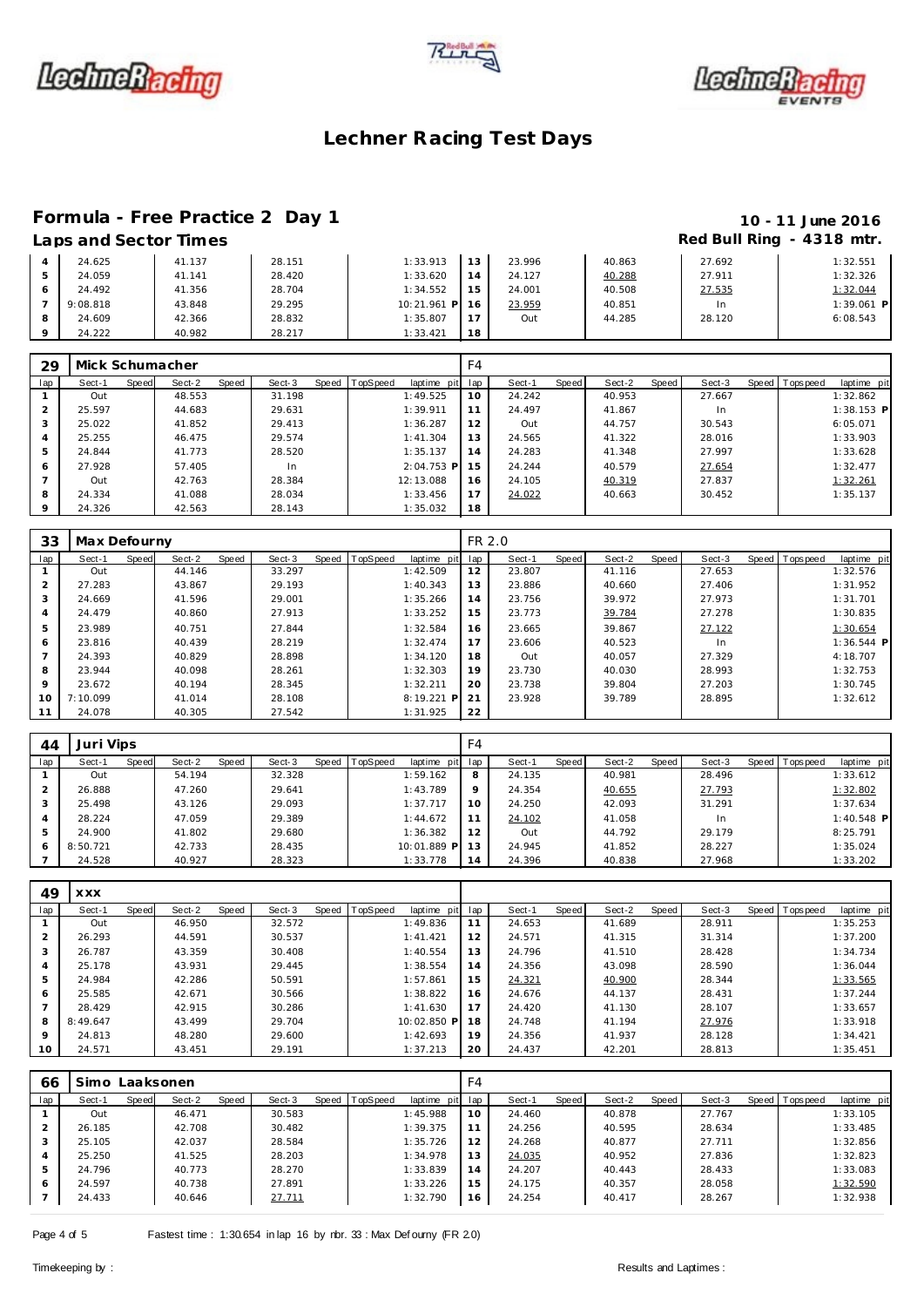# Lechner Racing Test Days

## Formula - Free Practice 2 Day 1

**10 - 11 June 2016**

### Laps and Sector Times

**Red Bull Ring - 4318 mtr.**

| lap | Sect-1 | Speed | Sect-2 | Speed | Sect-3 | Speed | TopSpeed | laptime pit | lap | Sect-1 | Speed | Sect-2 | Speed | Sect-3 | Speed | Topspeed | laptime pit |
|---|---|---|---|---|---|---|---|---|---|---|---|---|---|---|---|---|---|
| 4 | 24.625 | | 41.137 | | 28.151 | | | 1:33.913 | 13 | 23.996 | | 40.863 | | 27.692 | | | 1:32.551 |
| 5 | 24.059 | | 41.141 | | 28.420 | | | 1:33.620 | 14 | 24.127 | | 40.288 | | 27.911 | | | 1:32.326 |
| 6 | 24.492 | | 41.356 | | 28.704 | | | 1:34.552 | 15 | 24.001 | | 40.508 | | 27.535 | | | 1:32.044 |
| 7 | 9:08.818 | | 43.848 | | 29.295 | | | 10:21.961 P | 16 | 23.959 | | 40.851 | | In | | | 1:39.061 P |
| 8 | 24.609 | | 42.366 | | 28.832 | | | 1:35.807 | 17 | Out | | 44.285 | | 28.120 | | | 6:08.543 |
| 9 | 24.222 | | 40.982 | | 28.217 | | | 1:33.421 | 18 | | | | | | | | |

**29 Mick Schumacher** — F4

| lap | Sect-1 | Speed | Sect-2 | Speed | Sect-3 | Speed | TopSpeed | laptime pit | lap | Sect-1 | Speed | Sect-2 | Speed | Sect-3 | Speed | Topspeed | laptime pit |
|---|---|---|---|---|---|---|---|---|---|---|---|---|---|---|---|---|---|
| 1 | Out | | 48.553 | | 31.198 | | | 1:49.525 | 10 | 24.242 | | 40.953 | | 27.667 | | | 1:32.862 |
| 2 | 25.597 | | 44.683 | | 29.631 | | | 1:39.911 | 11 | 24.497 | | 41.867 | | In | | | 1:38.153 P |
| 3 | 25.022 | | 41.852 | | 29.413 | | | 1:36.287 | 12 | Out | | 44.757 | | 30.543 | | | 6:05.071 |
| 4 | 25.255 | | 46.475 | | 29.574 | | | 1:41.304 | 13 | 24.565 | | 41.322 | | 28.016 | | | 1:33.903 |
| 5 | 24.844 | | 41.773 | | 28.520 | | | 1:35.137 | 14 | 24.283 | | 41.348 | | 27.997 | | | 1:33.628 |
| 6 | 27.928 | | 57.405 | | In | | | 2:04.753 P | 15 | 24.244 | | 40.579 | | 27.654 | | | 1:32.477 |
| 7 | Out | | 42.763 | | 28.384 | | | 12:13.088 | 16 | 24.105 | | 40.319 | | 27.837 | | | 1:32.261 |
| 8 | 24.334 | | 41.088 | | 28.034 | | | 1:33.456 | 17 | 24.022 | | 40.663 | | 30.452 | | | 1:35.137 |
| 9 | 24.326 | | 42.563 | | 28.143 | | | 1:35.032 | 18 | | | | | | | | |

**33 Max Defourny** — FR 2.0

| lap | Sect-1 | Speed | Sect-2 | Speed | Sect-3 | Speed | TopSpeed | laptime pit | lap | Sect-1 | Speed | Sect-2 | Speed | Sect-3 | Speed | Topspeed | laptime pit |
|---|---|---|---|---|---|---|---|---|---|---|---|---|---|---|---|---|---|
| 1 | Out | | 44.146 | | 33.297 | | | 1:42.509 | 12 | 23.807 | | 41.116 | | 27.653 | | | 1:32.576 |
| 2 | 27.283 | | 43.867 | | 29.193 | | | 1:40.343 | 13 | 23.886 | | 40.660 | | 27.406 | | | 1:31.952 |
| 3 | 24.669 | | 41.596 | | 29.001 | | | 1:35.266 | 14 | 23.756 | | 39.972 | | 27.973 | | | 1:31.701 |
| 4 | 24.479 | | 40.860 | | 27.913 | | | 1:33.252 | 15 | 23.773 | | 39.784 | | 27.278 | | | 1:30.835 |
| 5 | 23.989 | | 40.751 | | 27.844 | | | 1:32.584 | 16 | 23.665 | | 39.867 | | 27.122 | | | 1:30.654 |
| 6 | 23.816 | | 40.439 | | 28.219 | | | 1:32.474 | 17 | 23.606 | | 40.523 | | In | | | 1:36.544 P |
| 7 | 24.393 | | 40.829 | | 28.898 | | | 1:34.120 | 18 | Out | | 40.057 | | 27.329 | | | 4:18.707 |
| 8 | 23.944 | | 40.098 | | 28.261 | | | 1:32.303 | 19 | 23.730 | | 40.030 | | 28.993 | | | 1:32.753 |
| 9 | 23.672 | | 40.194 | | 28.345 | | | 1:32.211 | 20 | 23.738 | | 39.804 | | 27.203 | | | 1:30.745 |
| 10 | 7:10.099 | | 41.014 | | 28.108 | | | 8:19.221 P | 21 | 23.928 | | 39.789 | | 28.895 | | | 1:32.612 |
| 11 | 24.078 | | 40.305 | | 27.542 | | | 1:31.925 | 22 | | | | | | | | |

**44 Juri Vips** — F4

| lap | Sect-1 | Speed | Sect-2 | Speed | Sect-3 | Speed | TopSpeed | laptime pit | lap | Sect-1 | Speed | Sect-2 | Speed | Sect-3 | Speed | Topspeed | laptime pit |
|---|---|---|---|---|---|---|---|---|---|---|---|---|---|---|---|---|---|
| 1 | Out | | 54.194 | | 32.328 | | | 1:59.162 | 8 | 24.135 | | 40.981 | | 28.496 | | | 1:33.612 |
| 2 | 26.888 | | 47.260 | | 29.641 | | | 1:43.789 | 9 | 24.354 | | 40.655 | | 27.793 | | | 1:32.802 |
| 3 | 25.498 | | 43.126 | | 29.093 | | | 1:37.717 | 10 | 24.250 | | 42.093 | | 31.291 | | | 1:37.634 |
| 4 | 28.224 | | 47.059 | | 29.389 | | | 1:44.672 | 11 | 24.102 | | 41.058 | | In | | | 1:40.548 P |
| 5 | 24.900 | | 41.802 | | 29.680 | | | 1:36.382 | 12 | Out | | 44.792 | | 29.179 | | | 8:25.791 |
| 6 | 8:50.721 | | 42.733 | | 28.435 | | | 10:01.889 P | 13 | 24.945 | | 41.852 | | 28.227 | | | 1:35.024 |
| 7 | 24.528 | | 40.927 | | 28.323 | | | 1:33.778 | 14 | 24.396 | | 40.838 | | 27.968 | | | 1:33.202 |

**49 xxx**

| lap | Sect-1 | Speed | Sect-2 | Speed | Sect-3 | Speed | TopSpeed | laptime pit | lap | Sect-1 | Speed | Sect-2 | Speed | Sect-3 | Speed | Topspeed | laptime pit |
|---|---|---|---|---|---|---|---|---|---|---|---|---|---|---|---|---|---|
| 1 | Out | | 46.950 | | 32.572 | | | 1:49.836 | 11 | 24.653 | | 41.689 | | 28.911 | | | 1:35.253 |
| 2 | 26.293 | | 44.591 | | 30.537 | | | 1:41.421 | 12 | 24.571 | | 41.315 | | 31.314 | | | 1:37.200 |
| 3 | 26.787 | | 43.359 | | 30.408 | | | 1:40.554 | 13 | 24.796 | | 41.510 | | 28.428 | | | 1:34.734 |
| 4 | 25.178 | | 43.931 | | 29.445 | | | 1:38.554 | 14 | 24.356 | | 43.098 | | 28.590 | | | 1:36.044 |
| 5 | 24.984 | | 42.286 | | 50.591 | | | 1:57.861 | 15 | 24.321 | | 40.900 | | 28.344 | | | 1:33.565 |
| 6 | 25.585 | | 42.671 | | 30.566 | | | 1:38.822 | 16 | 24.676 | | 44.137 | | 28.431 | | | 1:37.244 |
| 7 | 28.429 | | 42.915 | | 30.286 | | | 1:41.630 | 17 | 24.420 | | 41.130 | | 28.107 | | | 1:33.657 |
| 8 | 8:49.647 | | 43.499 | | 29.704 | | | 10:02.850 P | 18 | 24.748 | | 41.194 | | 27.976 | | | 1:33.918 |
| 9 | 24.813 | | 48.280 | | 29.600 | | | 1:42.693 | 19 | 24.356 | | 41.937 | | 28.128 | | | 1:34.421 |
| 10 | 24.571 | | 43.451 | | 29.191 | | | 1:37.213 | 20 | 24.437 | | 42.201 | | 28.813 | | | 1:35.451 |

**66 Simo Laaksonen** — F4

| lap | Sect-1 | Speed | Sect-2 | Speed | Sect-3 | Speed | TopSpeed | laptime pit | lap | Sect-1 | Speed | Sect-2 | Speed | Sect-3 | Speed | Topspeed | laptime pit |
|---|---|---|---|---|---|---|---|---|---|---|---|---|---|---|---|---|---|
| 1 | Out | | 46.471 | | 30.583 | | | 1:45.988 | 10 | 24.460 | | 40.878 | | 27.767 | | | 1:33.105 |
| 2 | 26.185 | | 42.708 | | 30.482 | | | 1:39.375 | 11 | 24.256 | | 40.595 | | 28.634 | | | 1:33.485 |
| 3 | 25.105 | | 42.037 | | 28.584 | | | 1:35.726 | 12 | 24.268 | | 40.877 | | 27.711 | | | 1:32.856 |
| 4 | 25.250 | | 41.525 | | 28.203 | | | 1:34.978 | 13 | 24.035 | | 40.952 | | 27.836 | | | 1:32.823 |
| 5 | 24.796 | | 40.773 | | 28.270 | | | 1:33.839 | 14 | 24.207 | | 40.443 | | 28.433 | | | 1:33.083 |
| 6 | 24.597 | | 40.738 | | 27.891 | | | 1:33.226 | 15 | 24.175 | | 40.357 | | 28.058 | | | 1:32.590 |
| 7 | 24.433 | | 40.646 | | 27.711 | | | 1:32.790 | 16 | 24.254 | | 40.417 | | 28.267 | | | 1:32.938 |

Fastest time : 1:30.654 in lap 16 by nbr. 33 : Max Defourny (FR 2.0)

Timekeeping by : Results and Laptimes :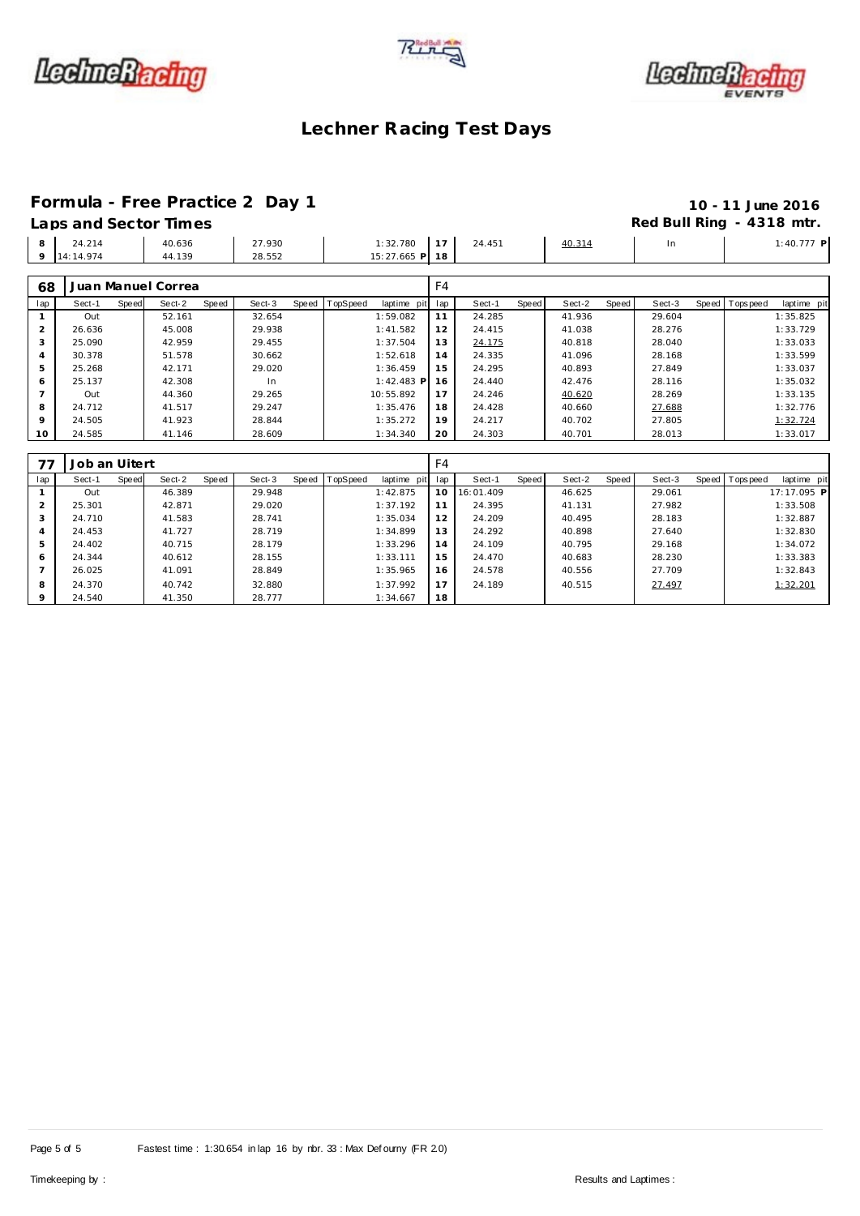# Lechner Racing Test Days

## Formula - Free Practice 2 Day 1

**10 - 11 June 2016**

### Laps and Sector Times

**Red Bull Ring - 4318 mtr.**

| lap | Sect-1 | Speed | Sect-2 | Speed | Sect-3 | Speed | TopSpeed | laptime pit | lap | Sect-1 | Speed | Sect-2 | Speed | Sect-3 | Speed | Topspeed | laptime pit |
|---|---|---|---|---|---|---|---|---|---|---|---|---|---|---|---|---|---|
| 8 | 24.214 | | 40.636 | | 27.930 | | | 1:32.780 | 17 | 24.451 | | 40.314 | | In | | | 1:40.777 P |
| 9 | 14:14.974 | | 44.139 | | 28.552 | | | 15:27.665 P | 18 | | | | | | | | |

### 68 Juan Manuel Correa — F4

| lap | Sect-1 | Speed | Sect-2 | Speed | Sect-3 | Speed | TopSpeed | laptime pit | lap | Sect-1 | Speed | Sect-2 | Speed | Sect-3 | Speed | Topspeed | laptime pit |
|---|---|---|---|---|---|---|---|---|---|---|---|---|---|---|---|---|---|
| 1 | Out | | 52.161 | | 32.654 | | | 1:59.082 | 11 | 24.285 | | 41.936 | | 29.604 | | | 1:35.825 |
| 2 | 26.636 | | 45.008 | | 29.938 | | | 1:41.582 | 12 | 24.415 | | 41.038 | | 28.276 | | | 1:33.729 |
| 3 | 25.090 | | 42.959 | | 29.455 | | | 1:37.504 | 13 | 24.175 | | 40.818 | | 28.040 | | | 1:33.033 |
| 4 | 30.378 | | 51.578 | | 30.662 | | | 1:52.618 | 14 | 24.335 | | 41.096 | | 28.168 | | | 1:33.599 |
| 5 | 25.268 | | 42.171 | | 29.020 | | | 1:36.459 | 15 | 24.295 | | 40.893 | | 27.849 | | | 1:33.037 |
| 6 | 25.137 | | 42.308 | | In | | | 1:42.483 P | 16 | 24.440 | | 42.476 | | 28.116 | | | 1:35.032 |
| 7 | Out | | 44.360 | | 29.265 | | | 10:55.892 | 17 | 24.246 | | 40.620 | | 28.269 | | | 1:33.135 |
| 8 | 24.712 | | 41.517 | | 29.247 | | | 1:35.476 | 18 | 24.428 | | 40.660 | | 27.688 | | | 1:32.776 |
| 9 | 24.505 | | 41.923 | | 28.844 | | | 1:35.272 | 19 | 24.217 | | 40.702 | | 27.805 | | | 1:32.724 |
| 10 | 24.585 | | 41.146 | | 28.609 | | | 1:34.340 | 20 | 24.303 | | 40.701 | | 28.013 | | | 1:33.017 |

### 77 Job an Uitert — F4

| lap | Sect-1 | Speed | Sect-2 | Speed | Sect-3 | Speed | TopSpeed | laptime pit | lap | Sect-1 | Speed | Sect-2 | Speed | Sect-3 | Speed | Topspeed | laptime pit |
|---|---|---|---|---|---|---|---|---|---|---|---|---|---|---|---|---|---|
| 1 | Out | | 46.389 | | 29.948 | | | 1:42.875 | 10 | 16:01.409 | | 46.625 | | 29.061 | | | 17:17.095 P |
| 2 | 25.301 | | 42.871 | | 29.020 | | | 1:37.192 | 11 | 24.395 | | 41.131 | | 27.982 | | | 1:33.508 |
| 3 | 24.710 | | 41.583 | | 28.741 | | | 1:35.034 | 12 | 24.209 | | 40.495 | | 28.183 | | | 1:32.887 |
| 4 | 24.453 | | 41.727 | | 28.719 | | | 1:34.899 | 13 | 24.292 | | 40.898 | | 27.640 | | | 1:32.830 |
| 5 | 24.402 | | 40.715 | | 28.179 | | | 1:33.296 | 14 | 24.109 | | 40.795 | | 29.168 | | | 1:34.072 |
| 6 | 24.344 | | 40.612 | | 28.155 | | | 1:33.111 | 15 | 24.470 | | 40.683 | | 28.230 | | | 1:33.383 |
| 7 | 26.025 | | 41.091 | | 28.849 | | | 1:35.965 | 16 | 24.578 | | 40.556 | | 27.709 | | | 1:32.843 |
| 8 | 24.370 | | 40.742 | | 32.880 | | | 1:37.992 | 17 | 24.189 | | 40.515 | | 27.497 | | | 1:32.201 |
| 9 | 24.540 | | 41.350 | | 28.777 | | | 1:34.667 | 18 | | | | | | | | |

Fastest time : 1:30.654 in lap 16 by nbr. 33 : Max Defourny (FR 2.0)

Timekeeping by :

Results and Laptimes :